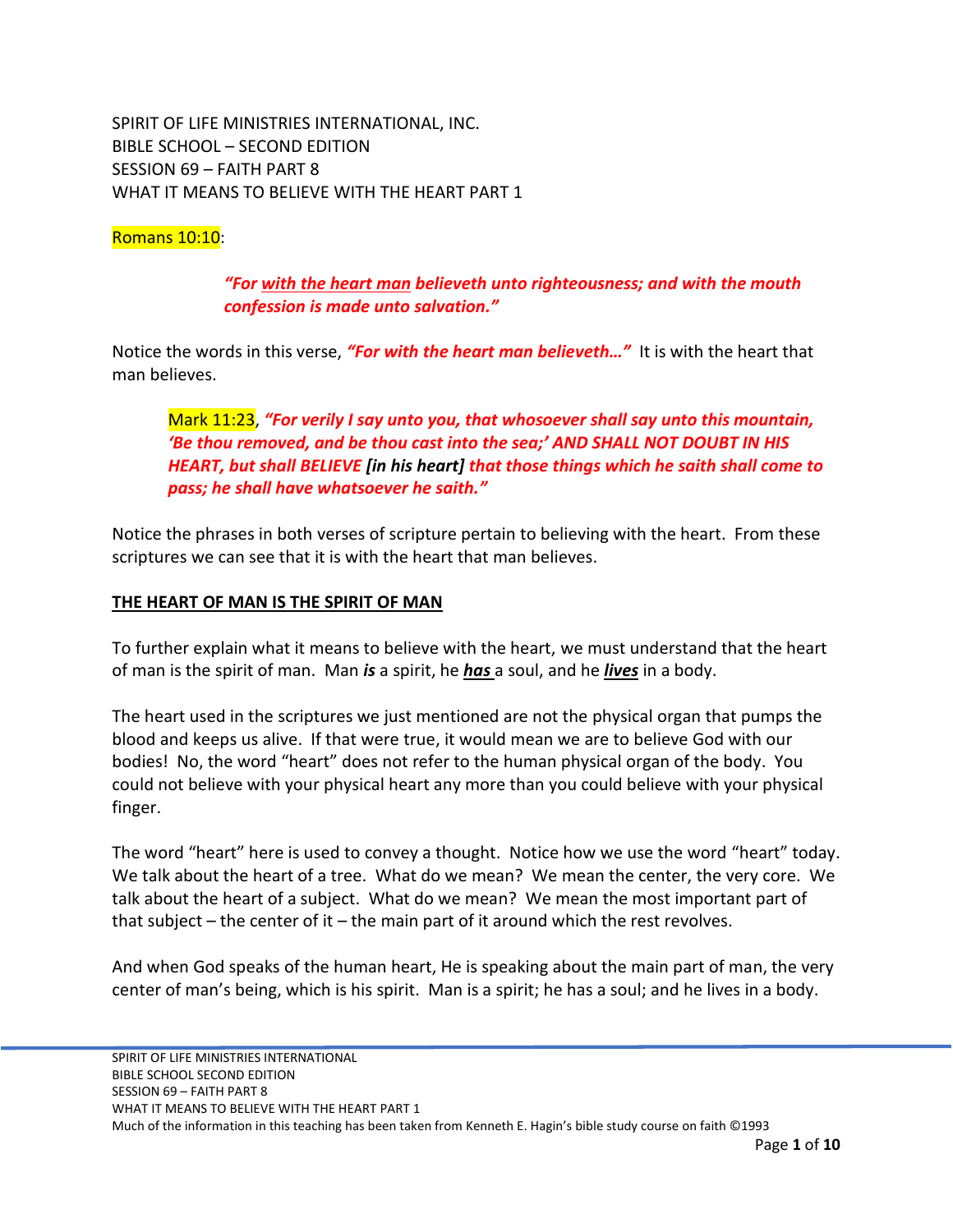SPIRIT OF LIFE MINISTRIES INTERNATIONAL, INC.
BIBLE SCHOOL – SECOND EDITION
SESSION 69 – FAITH PART 8
WHAT IT MEANS TO BELIEVE WITH THE HEART PART 1

Romans 10:10:

> ***"For with the heart man believeth unto righteousness; and with the mouth confession is made unto salvation."***

Notice the words in this verse, ***"For with the heart man believeth…"*** It is with the heart that man believes.

> Mark 11:23, ***"For verily I say unto you, that whosoever shall say unto this mountain, 'Be thou removed, and be thou cast into the sea;' AND SHALL NOT DOUBT IN HIS HEART, but shall BELIEVE [in his heart] that those things which he saith shall come to pass; he shall have whatsoever he saith."***

Notice the phrases in both verses of scripture pertain to believing with the heart. From these scriptures we can see that it is with the heart that man believes.

## THE HEART OF MAN IS THE SPIRIT OF MAN

To further explain what it means to believe with the heart, we must understand that the heart of man is the spirit of man. Man ***is*** a spirit, he ***has*** a soul, and he ***lives*** in a body.

The heart used in the scriptures we just mentioned are not the physical organ that pumps the blood and keeps us alive. If that were true, it would mean we are to believe God with our bodies! No, the word "heart" does not refer to the human physical organ of the body. You could not believe with your physical heart any more than you could believe with your physical finger.

The word "heart" here is used to convey a thought. Notice how we use the word "heart" today. We talk about the heart of a tree. What do we mean? We mean the center, the very core. We talk about the heart of a subject. What do we mean? We mean the most important part of that subject – the center of it – the main part of it around which the rest revolves.

And when God speaks of the human heart, He is speaking about the main part of man, the very center of man's being, which is his spirit. Man is a spirit; he has a soul; and he lives in a body.

Much of the information in this teaching has been taken from Kenneth E. Hagin's bible study course on faith ©1993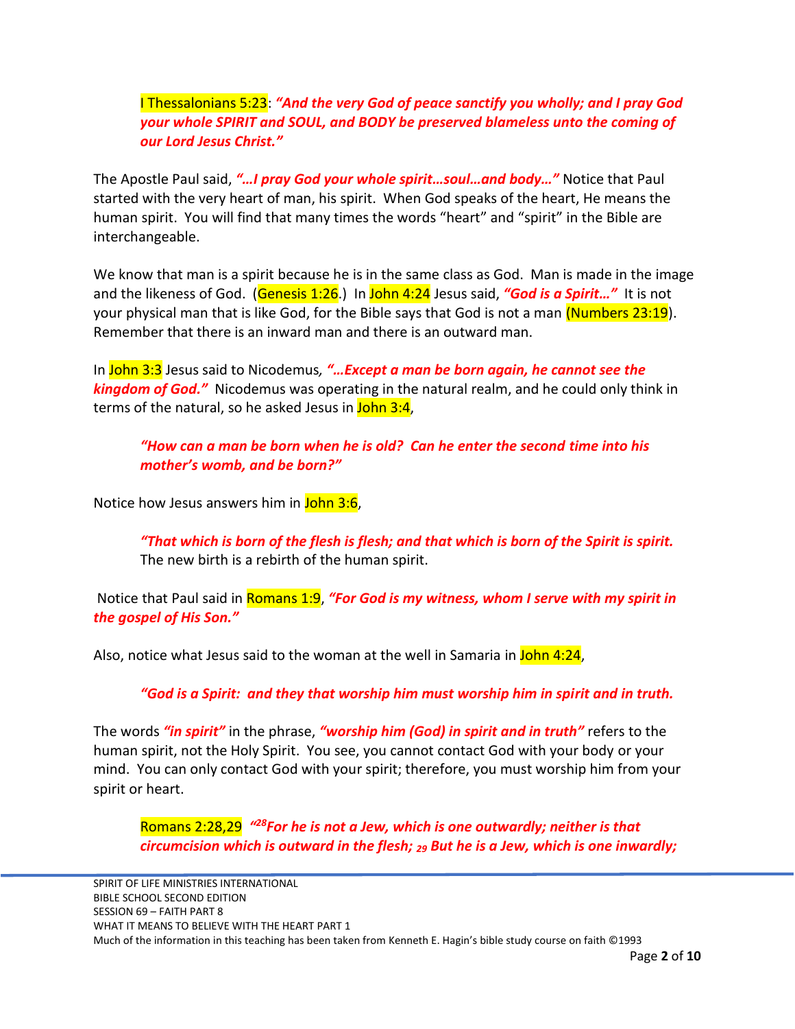> I Thessalonians 5:23: ***"And the very God of peace sanctify you wholly; and I pray God your whole SPIRIT and SOUL, and BODY be preserved blameless unto the coming of our Lord Jesus Christ."***

The Apostle Paul said, ***"…I pray God your whole spirit…soul…and body…"*** Notice that Paul started with the very heart of man, his spirit. When God speaks of the heart, He means the human spirit. You will find that many times the words "heart" and "spirit" in the Bible are interchangeable.

We know that man is a spirit because he is in the same class as God. Man is made in the image and the likeness of God. (Genesis 1:26.) In John 4:24 Jesus said, ***"God is a Spirit…"*** It is not your physical man that is like God, for the Bible says that God is not a man (Numbers 23:19). Remember that there is an inward man and there is an outward man.

In John 3:3 Jesus said to Nicodemus, ***"…Except a man be born again, he cannot see the kingdom of God."*** Nicodemus was operating in the natural realm, and he could only think in terms of the natural, so he asked Jesus in John 3:4,

> ***"How can a man be born when he is old? Can he enter the second time into his mother's womb, and be born?"***

Notice how Jesus answers him in John 3:6,

> ***"That which is born of the flesh is flesh; and that which is born of the Spirit is spirit.*** The new birth is a rebirth of the human spirit.

Notice that Paul said in Romans 1:9, ***"For God is my witness, whom I serve with my spirit in the gospel of His Son."***

Also, notice what Jesus said to the woman at the well in Samaria in John 4:24,

> ***"God is a Spirit: and they that worship him must worship him in spirit and in truth.***

The words ***"in spirit"*** in the phrase, ***"worship him (God) in spirit and in truth"*** refers to the human spirit, not the Holy Spirit. You see, you cannot contact God with your body or your mind. You can only contact God with your spirit; therefore, you must worship him from your spirit or heart.

> Romans 2:28,29 ***"[28]For he is not a Jew, which is one outwardly; neither is that circumcision which is outward in the flesh; [29] But he is a Jew, which is one inwardly;***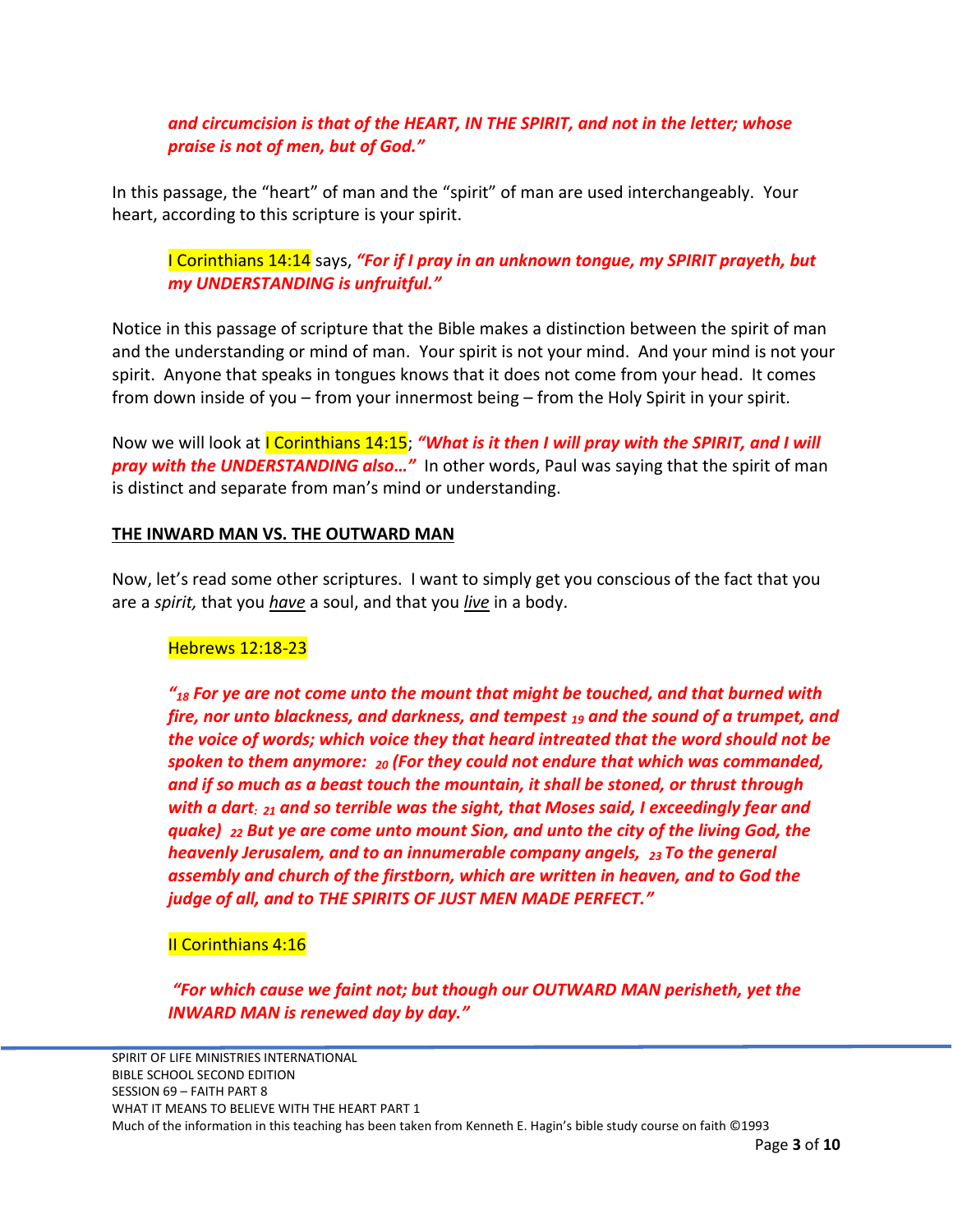*and circumcision is that of the HEART, IN THE SPIRIT, and not in the letter; whose praise is not of men, but of God."*

In this passage, the "heart" of man and the "spirit" of man are used interchangeably. Your heart, according to this scripture is your spirit.

> I Corinthians 14:14 says, ***"For if I pray in an unknown tongue, my SPIRIT prayeth, but my UNDERSTANDING is unfruitful."***

Notice in this passage of scripture that the Bible makes a distinction between the spirit of man and the understanding or mind of man. Your spirit is not your mind. And your mind is not your spirit. Anyone that speaks in tongues knows that it does not come from your head. It comes from down inside of you – from your innermost being – from the Holy Spirit in your spirit.

Now we will look at I Corinthians 14:15; ***"What is it then I will pray with the SPIRIT, and I will pray with the UNDERSTANDING also…"*** In other words, Paul was saying that the spirit of man is distinct and separate from man's mind or understanding.

**THE INWARD MAN VS. THE OUTWARD MAN**

Now, let's read some other scriptures. I want to simply get you conscious of the fact that you are a *spirit,* that you *have* a soul, and that you *live* in a body.

> Hebrews 12:18-23
>
> ***"18 For ye are not come unto the mount that might be touched, and that burned with fire, nor unto blackness, and darkness, and tempest 19 and the sound of a trumpet, and the voice of words; which voice they that heard intreated that the word should not be spoken to them anymore: 20 (For they could not endure that which was commanded, and if so much as a beast touch the mountain, it shall be stoned, or thrust through with a dart: 21 and so terrible was the sight, that Moses said, I exceedingly fear and quake) 22 But ye are come unto mount Sion, and unto the city of the living God, the heavenly Jerusalem, and to an innumerable company angels, 23 To the general assembly and church of the firstborn, which are written in heaven, and to God the judge of all, and to THE SPIRITS OF JUST MEN MADE PERFECT."***
>
> II Corinthians 4:16
>
> ***"For which cause we faint not; but though our OUTWARD MAN perisheth, yet the INWARD MAN is renewed day by day."***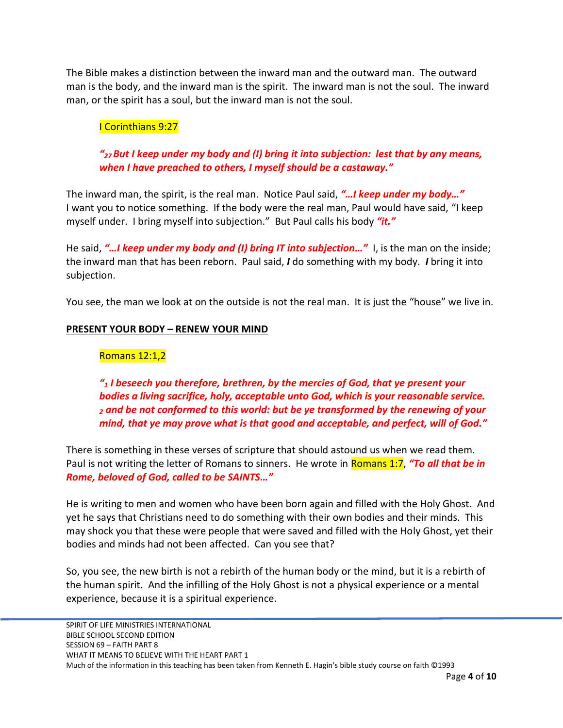The Bible makes a distinction between the inward man and the outward man. The outward man is the body, and the inward man is the spirit. The inward man is not the soul. The inward man, or the spirit has a soul, but the inward man is not the soul.

> I Corinthians 9:27
>
> ***"[27] But I keep under my body and (I) bring it into subjection: lest that by any means, when I have preached to others, I myself should be a castaway."***

The inward man, the spirit, is the real man. Notice Paul said, ***"…I keep under my body…"*** I want you to notice something. If the body were the real man, Paul would have said, "I keep myself under. I bring myself into subjection." But Paul calls his body ***"it."***

He said, ***"…I keep under my body and (I) bring IT into subjection…"*** I, is the man on the inside; the inward man that has been reborn. Paul said, ***I*** do something with my body. ***I*** bring it into subjection.

You see, the man we look at on the outside is not the real man. It is just the "house" we live in.

**PRESENT YOUR BODY – RENEW YOUR MIND**

> Romans 12:1,2
>
> ***"[1] I beseech you therefore, brethren, by the mercies of God, that ye present your bodies a living sacrifice, holy, acceptable unto God, which is your reasonable service. [2] and be not conformed to this world: but be ye transformed by the renewing of your mind, that ye may prove what is that good and acceptable, and perfect, will of God."***

There is something in these verses of scripture that should astound us when we read them. Paul is not writing the letter of Romans to sinners. He wrote in Romans 1:7, ***"To all that be in Rome, beloved of God, called to be SAINTS…"***

He is writing to men and women who have been born again and filled with the Holy Ghost. And yet he says that Christians need to do something with their own bodies and their minds. This may shock you that these were people that were saved and filled with the Holy Ghost, yet their bodies and minds had not been affected. Can you see that?

So, you see, the new birth is not a rebirth of the human body or the mind, but it is a rebirth of the human spirit. And the infilling of the Holy Ghost is not a physical experience or a mental experience, because it is a spiritual experience.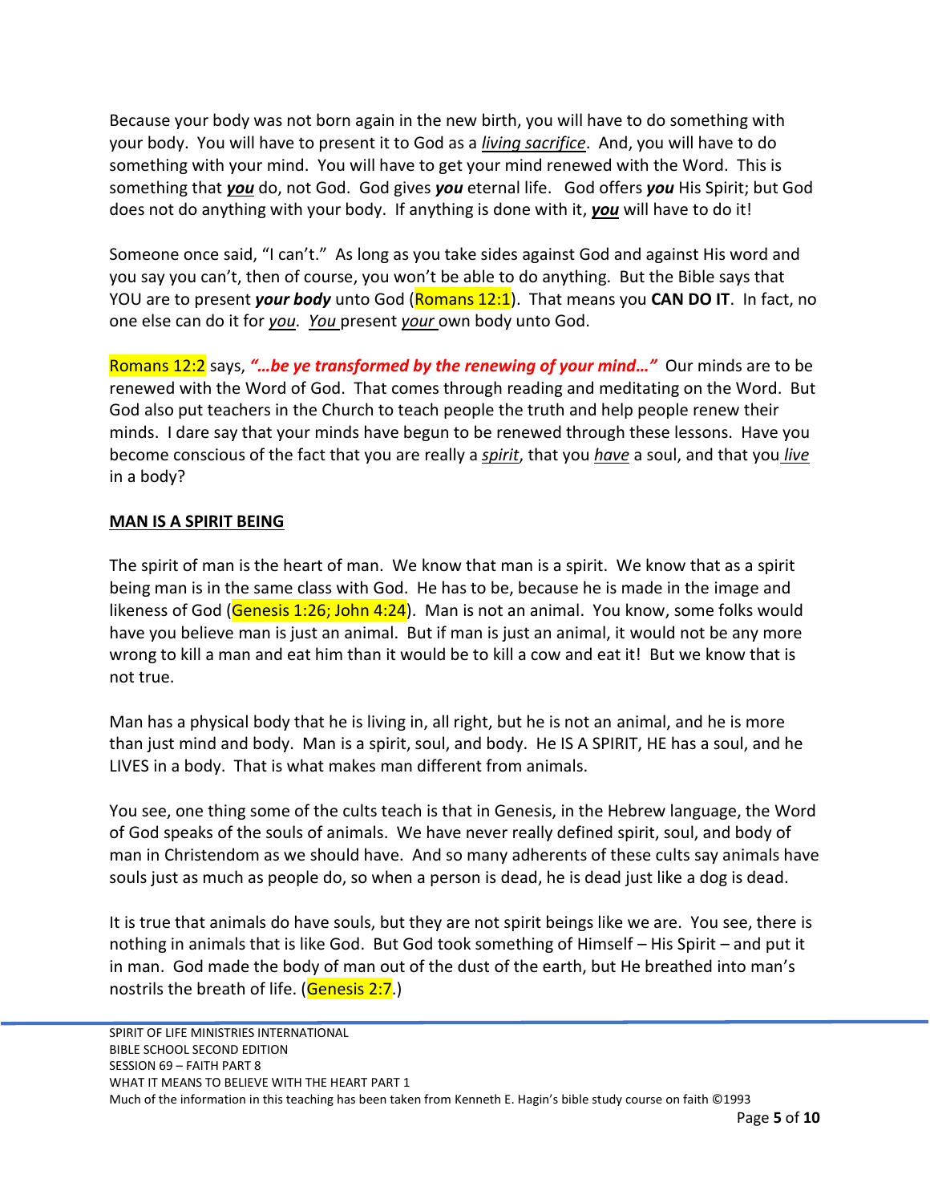Because your body was not born again in the new birth, you will have to do something with your body. You will have to present it to God as a _living sacrifice_. And, you will have to do something with your mind. You will have to get your mind renewed with the Word. This is something that _**you**_ do, not God. God gives _**you**_ eternal life. God offers _**you**_ His Spirit; but God does not do anything with your body. If anything is done with it, _**you**_ will have to do it!

Someone once said, "I can't." As long as you take sides against God and against His word and you say you can't, then of course, you won't be able to do anything. But the Bible says that YOU are to present _**your body**_ unto God (Romans 12:1). That means you **CAN DO IT**. In fact, no one else can do it for _you_. _You_ present _your_ own body unto God.

Romans 12:2 says, _**"…be ye transformed by the renewing of your mind…"**_ Our minds are to be renewed with the Word of God. That comes through reading and meditating on the Word. But God also put teachers in the Church to teach people the truth and help people renew their minds. I dare say that your minds have begun to be renewed through these lessons. Have you become conscious of the fact that you are really a _spirit_, that you _have_ a soul, and that you _live_ in a body?

**MAN IS A SPIRIT BEING**

The spirit of man is the heart of man. We know that man is a spirit. We know that as a spirit being man is in the same class with God. He has to be, because he is made in the image and likeness of God (Genesis 1:26; John 4:24). Man is not an animal. You know, some folks would have you believe man is just an animal. But if man is just an animal, it would not be any more wrong to kill a man and eat him than it would be to kill a cow and eat it! But we know that is not true.

Man has a physical body that he is living in, all right, but he is not an animal, and he is more than just mind and body. Man is a spirit, soul, and body. He IS A SPIRIT, HE has a soul, and he LIVES in a body. That is what makes man different from animals.

You see, one thing some of the cults teach is that in Genesis, in the Hebrew language, the Word of God speaks of the souls of animals. We have never really defined spirit, soul, and body of man in Christendom as we should have. And so many adherents of these cults say animals have souls just as much as people do, so when a person is dead, he is dead just like a dog is dead.

It is true that animals do have souls, but they are not spirit beings like we are. You see, there is nothing in animals that is like God. But God took something of Himself – His Spirit – and put it in man. God made the body of man out of the dust of the earth, but He breathed into man's nostrils the breath of life. (Genesis 2:7.)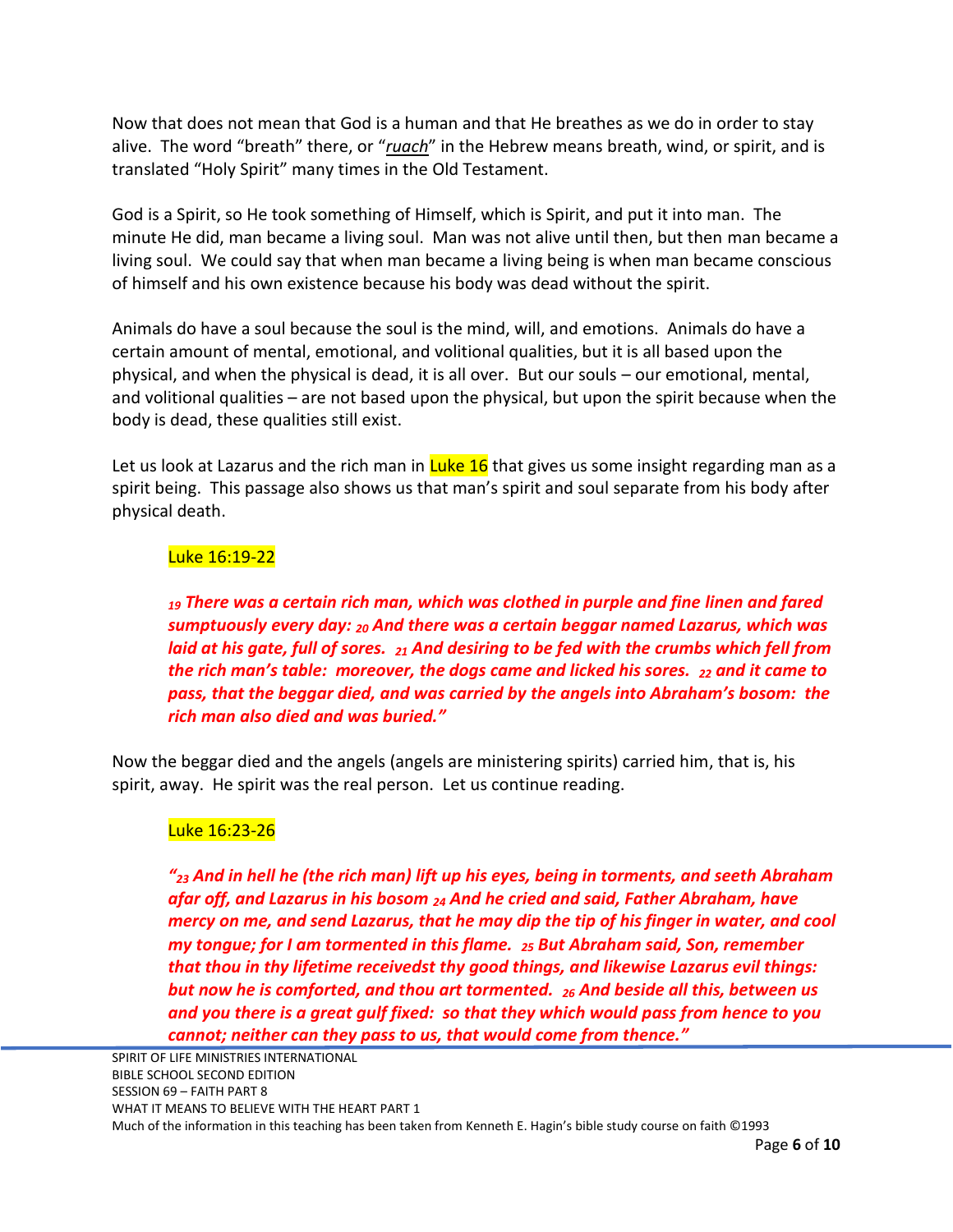Now that does not mean that God is a human and that He breathes as we do in order to stay alive. The word "breath" there, or "*ruach*" in the Hebrew means breath, wind, or spirit, and is translated "Holy Spirit" many times in the Old Testament.

God is a Spirit, so He took something of Himself, which is Spirit, and put it into man. The minute He did, man became a living soul. Man was not alive until then, but then man became a living soul. We could say that when man became a living being is when man became conscious of himself and his own existence because his body was dead without the spirit.

Animals do have a soul because the soul is the mind, will, and emotions. Animals do have a certain amount of mental, emotional, and volitional qualities, but it is all based upon the physical, and when the physical is dead, it is all over. But our souls – our emotional, mental, and volitional qualities – are not based upon the physical, but upon the spirit because when the body is dead, these qualities still exist.

Let us look at Lazarus and the rich man in Luke 16 that gives us some insight regarding man as a spirit being. This passage also shows us that man's spirit and soul separate from his body after physical death.

> Luke 16:19-22
>
> ***19 There was a certain rich man, which was clothed in purple and fine linen and fared sumptuously every day: 20 And there was a certain beggar named Lazarus, which was laid at his gate, full of sores. 21 And desiring to be fed with the crumbs which fell from the rich man's table: moreover, the dogs came and licked his sores. 22 and it came to pass, that the beggar died, and was carried by the angels into Abraham's bosom: the rich man also died and was buried."***

Now the beggar died and the angels (angels are ministering spirits) carried him, that is, his spirit, away. He spirit was the real person. Let us continue reading.

> Luke 16:23-26
>
> ***"23 And in hell he (the rich man) lift up his eyes, being in torments, and seeth Abraham afar off, and Lazarus in his bosom 24 And he cried and said, Father Abraham, have mercy on me, and send Lazarus, that he may dip the tip of his finger in water, and cool my tongue; for I am tormented in this flame. 25 But Abraham said, Son, remember that thou in thy lifetime receivedst thy good things, and likewise Lazarus evil things: but now he is comforted, and thou art tormented. 26 And beside all this, between us and you there is a great gulf fixed: so that they which would pass from hence to you cannot; neither can they pass to us, that would come from thence."***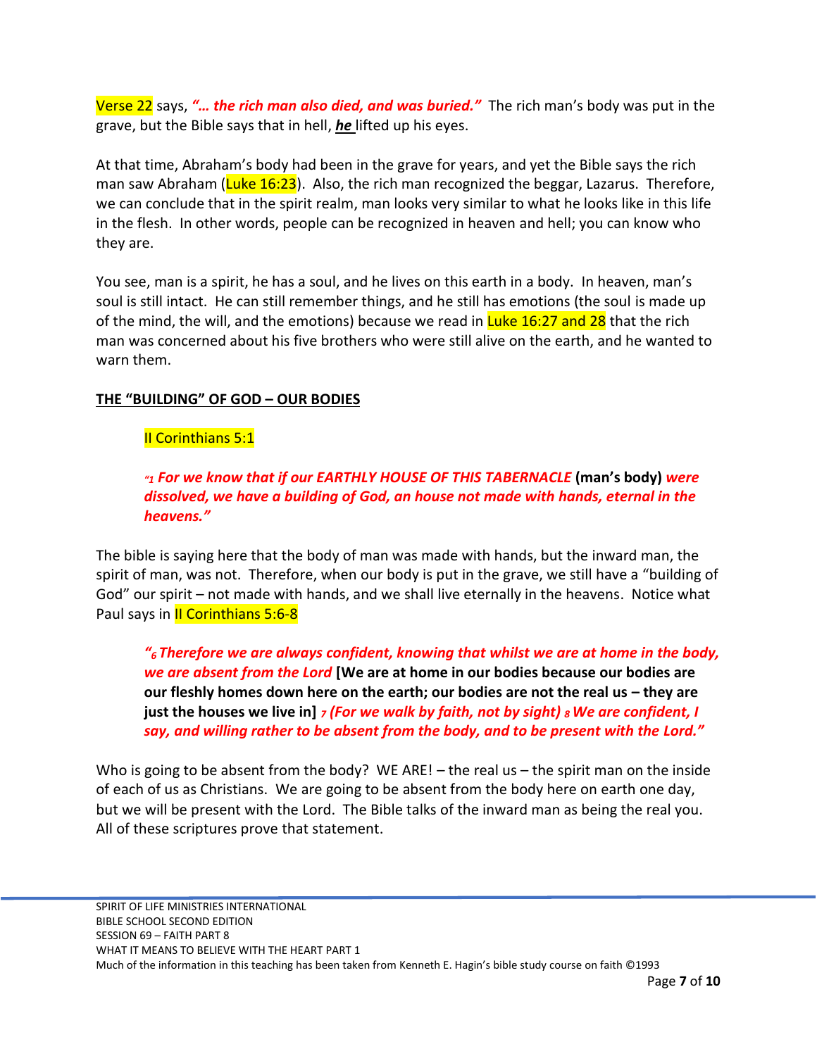Verse 22 says, ***"… the rich man also died, and was buried."*** The rich man's body was put in the grave, but the Bible says that in hell, ***he*** lifted up his eyes.

At that time, Abraham's body had been in the grave for years, and yet the Bible says the rich man saw Abraham (Luke 16:23). Also, the rich man recognized the beggar, Lazarus. Therefore, we can conclude that in the spirit realm, man looks very similar to what he looks like in this life in the flesh. In other words, people can be recognized in heaven and hell; you can know who they are.

You see, man is a spirit, he has a soul, and he lives on this earth in a body. In heaven, man's soul is still intact. He can still remember things, and he still has emotions (the soul is made up of the mind, the will, and the emotions) because we read in Luke 16:27 and 28 that the rich man was concerned about his five brothers who were still alive on the earth, and he wanted to warn them.

**THE "BUILDING" OF GOD – OUR BODIES**

> II Corinthians 5:1
>
> ***"1 For we know that if our EARTHLY HOUSE OF THIS TABERNACLE*** **(man's body)** ***were dissolved, we have a building of God, an house not made with hands, eternal in the heavens."***

The bible is saying here that the body of man was made with hands, but the inward man, the spirit of man, was not. Therefore, when our body is put in the grave, we still have a "building of God" our spirit – not made with hands, and we shall live eternally in the heavens. Notice what Paul says in II Corinthians 5:6-8

> ***"6 Therefore we are always confident, knowing that whilst we are at home in the body, we are absent from the Lord*** **[We are at home in our bodies because our bodies are our fleshly homes down here on the earth; our bodies are not the real us – they are just the houses we live in]** ***7 (For we walk by faith, not by sight) 8 We are confident, I say, and willing rather to be absent from the body, and to be present with the Lord."***

Who is going to be absent from the body? WE ARE! – the real us – the spirit man on the inside of each of us as Christians. We are going to be absent from the body here on earth one day, but we will be present with the Lord. The Bible talks of the inward man as being the real you. All of these scriptures prove that statement.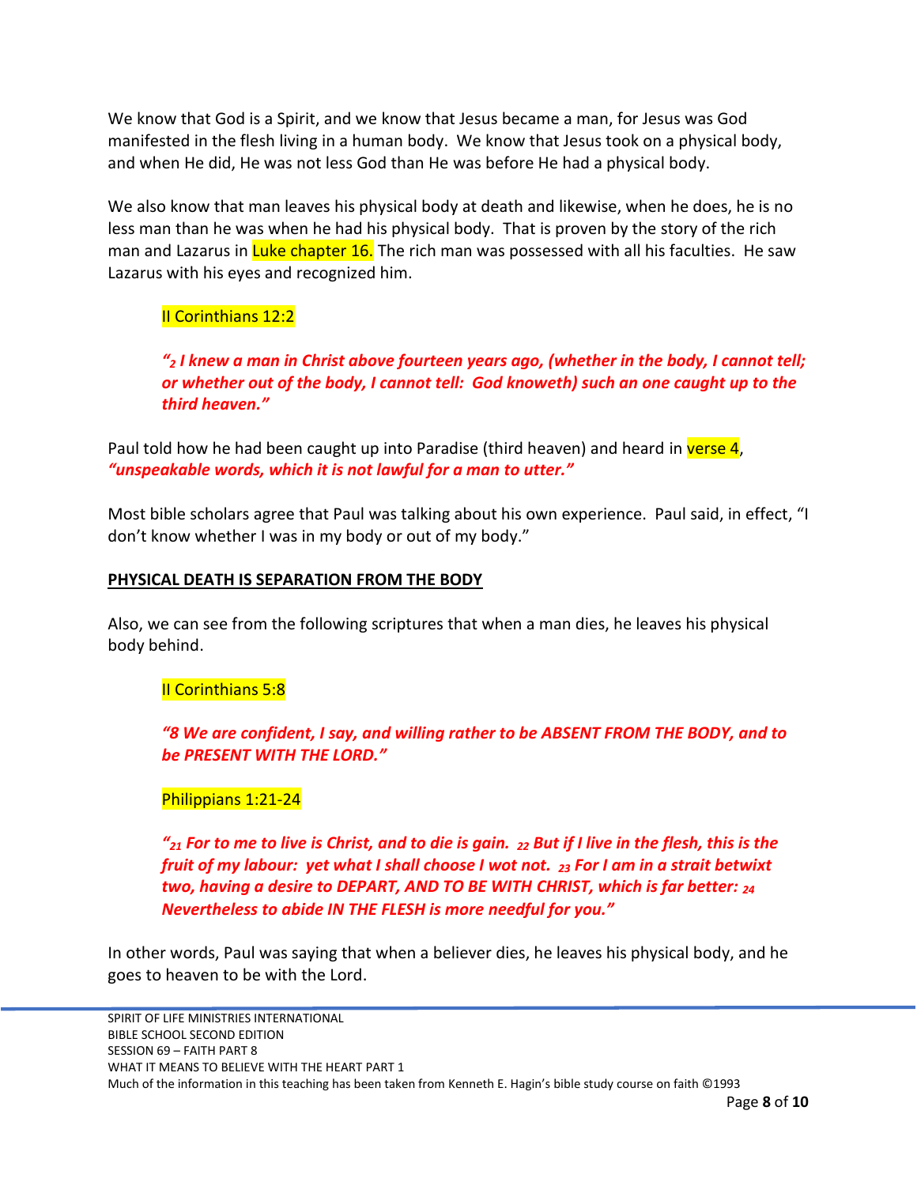We know that God is a Spirit, and we know that Jesus became a man, for Jesus was God manifested in the flesh living in a human body. We know that Jesus took on a physical body, and when He did, He was not less God than He was before He had a physical body.

We also know that man leaves his physical body at death and likewise, when he does, he is no less man than he was when he had his physical body. That is proven by the story of the rich man and Lazarus in Luke chapter 16. The rich man was possessed with all his faculties. He saw Lazarus with his eyes and recognized him.

> II Corinthians 12:2
>
> ***"2 I knew a man in Christ above fourteen years ago, (whether in the body, I cannot tell; or whether out of the body, I cannot tell: God knoweth) such an one caught up to the third heaven."***

Paul told how he had been caught up into Paradise (third heaven) and heard in verse 4, ***"unspeakable words, which it is not lawful for a man to utter."***

Most bible scholars agree that Paul was talking about his own experience. Paul said, in effect, "I don't know whether I was in my body or out of my body."

**PHYSICAL DEATH IS SEPARATION FROM THE BODY**

Also, we can see from the following scriptures that when a man dies, he leaves his physical body behind.

> II Corinthians 5:8
>
> ***"8 We are confident, I say, and willing rather to be ABSENT FROM THE BODY, and to be PRESENT WITH THE LORD."***
>
> Philippians 1:21-24
>
> ***"21 For to me to live is Christ, and to die is gain. 22 But if I live in the flesh, this is the fruit of my labour: yet what I shall choose I wot not. 23 For I am in a strait betwixt two, having a desire to DEPART, AND TO BE WITH CHRIST, which is far better: 24 Nevertheless to abide IN THE FLESH is more needful for you."***

In other words, Paul was saying that when a believer dies, he leaves his physical body, and he goes to heaven to be with the Lord.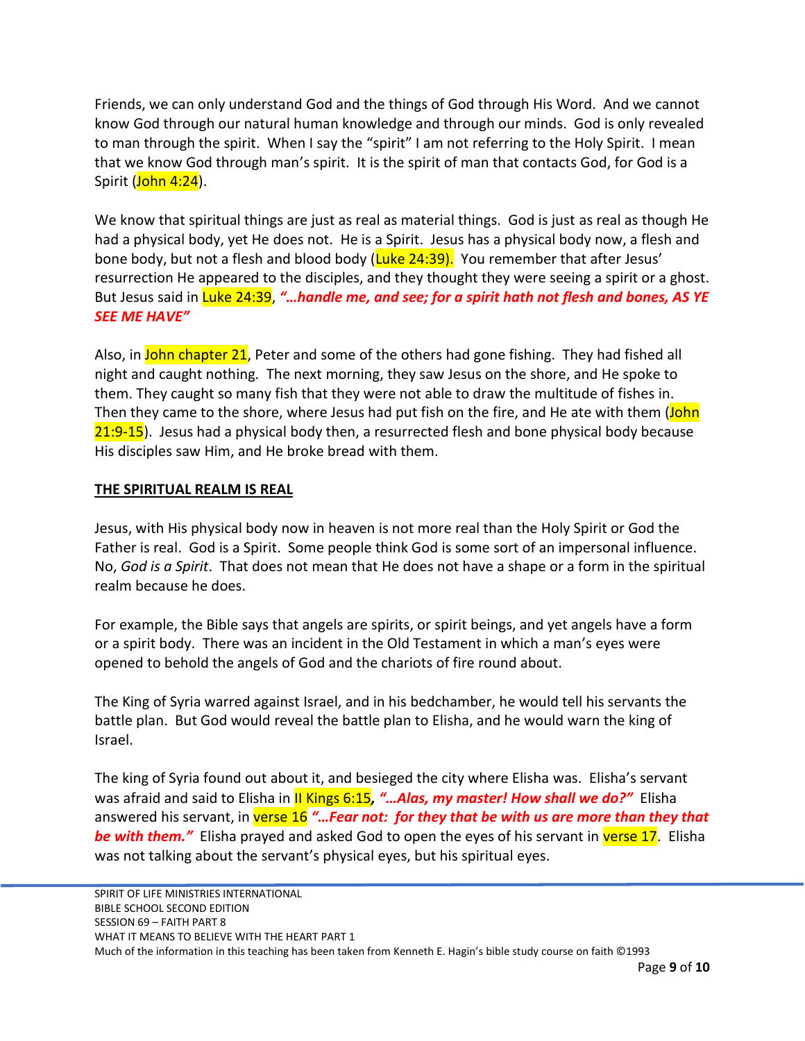Friends, we can only understand God and the things of God through His Word. And we cannot know God through our natural human knowledge and through our minds. God is only revealed to man through the spirit. When I say the "spirit" I am not referring to the Holy Spirit. I mean that we know God through man's spirit. It is the spirit of man that contacts God, for God is a Spirit (John 4:24).

We know that spiritual things are just as real as material things. God is just as real as though He had a physical body, yet He does not. He is a Spirit. Jesus has a physical body now, a flesh and bone body, but not a flesh and blood body (Luke 24:39). You remember that after Jesus' resurrection He appeared to the disciples, and they thought they were seeing a spirit or a ghost. But Jesus said in Luke 24:39, ***"…handle me, and see; for a spirit hath not flesh and bones, AS YE SEE ME HAVE"***

Also, in John chapter 21, Peter and some of the others had gone fishing. They had fished all night and caught nothing. The next morning, they saw Jesus on the shore, and He spoke to them. They caught so many fish that they were not able to draw the multitude of fishes in. Then they came to the shore, where Jesus had put fish on the fire, and He ate with them (John 21:9-15). Jesus had a physical body then, a resurrected flesh and bone physical body because His disciples saw Him, and He broke bread with them.

**THE SPIRITUAL REALM IS REAL**

Jesus, with His physical body now in heaven is not more real than the Holy Spirit or God the Father is real. God is a Spirit. Some people think God is some sort of an impersonal influence. No, *God is a Spirit*. That does not mean that He does not have a shape or a form in the spiritual realm because he does.

For example, the Bible says that angels are spirits, or spirit beings, and yet angels have a form or a spirit body. There was an incident in the Old Testament in which a man's eyes were opened to behold the angels of God and the chariots of fire round about.

The King of Syria warred against Israel, and in his bedchamber, he would tell his servants the battle plan. But God would reveal the battle plan to Elisha, and he would warn the king of Israel.

The king of Syria found out about it, and besieged the city where Elisha was. Elisha's servant was afraid and said to Elisha in II Kings 6:15, ***"…Alas, my master! How shall we do?"*** Elisha answered his servant, in verse 16 ***"…Fear not: for they that be with us are more than they that be with them."*** Elisha prayed and asked God to open the eyes of his servant in verse 17. Elisha was not talking about the servant's physical eyes, but his spiritual eyes.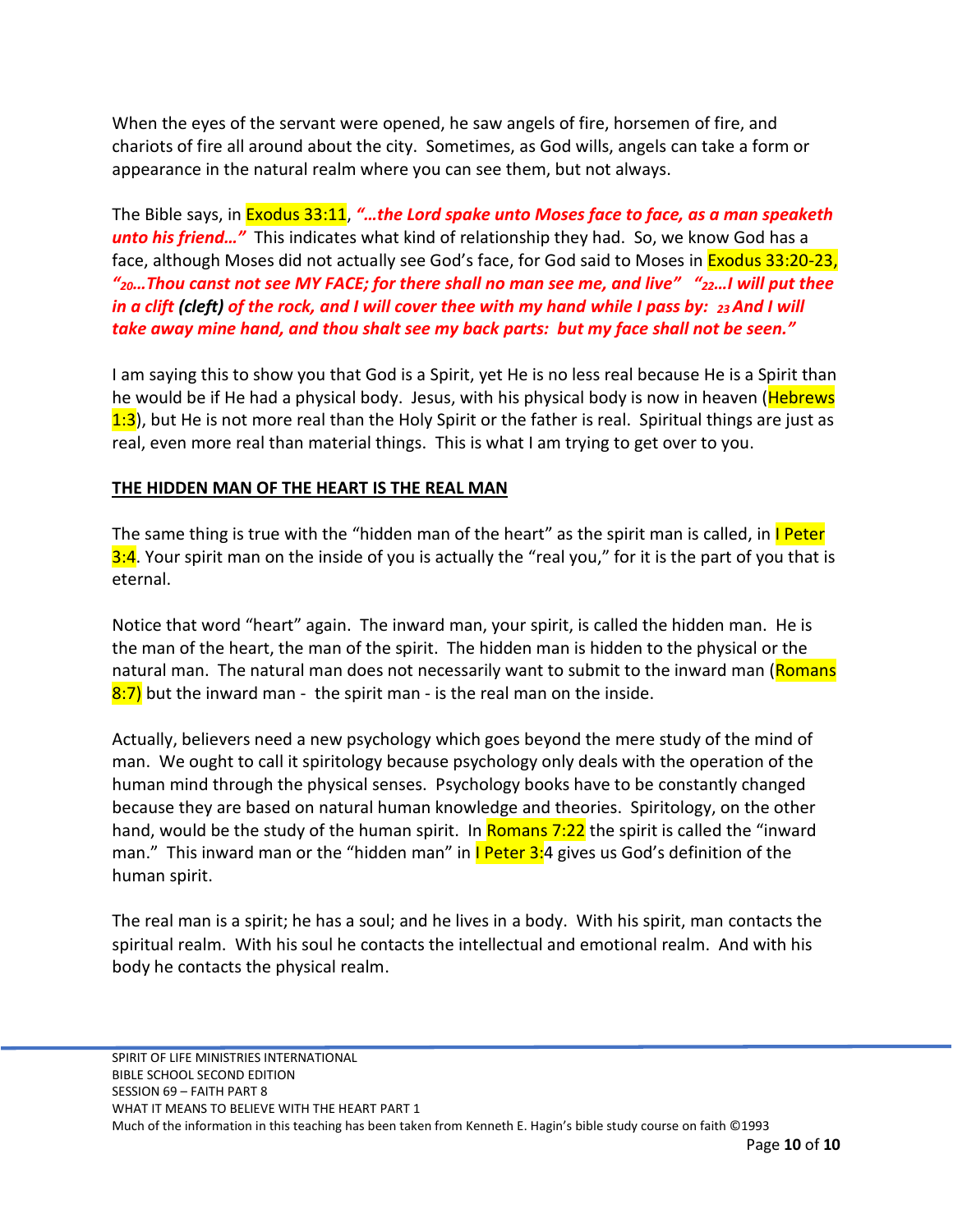When the eyes of the servant were opened, he saw angels of fire, horsemen of fire, and chariots of fire all around about the city. Sometimes, as God wills, angels can take a form or appearance in the natural realm where you can see them, but not always.

The Bible says, in Exodus 33:11, ***"…the Lord spake unto Moses face to face, as a man speaketh unto his friend…"*** This indicates what kind of relationship they had. So, we know God has a face, although Moses did not actually see God's face, for God said to Moses in Exodus 33:20-23, ***"20…Thou canst not see MY FACE; for there shall no man see me, and live" "22…I will put thee in a clift (cleft) of the rock, and I will cover thee with my hand while I pass by: 23 And I will take away mine hand, and thou shalt see my back parts: but my face shall not be seen."***

I am saying this to show you that God is a Spirit, yet He is no less real because He is a Spirit than he would be if He had a physical body. Jesus, with his physical body is now in heaven (Hebrews 1:3), but He is not more real than the Holy Spirit or the father is real. Spiritual things are just as real, even more real than material things. This is what I am trying to get over to you.

**THE HIDDEN MAN OF THE HEART IS THE REAL MAN**

The same thing is true with the "hidden man of the heart" as the spirit man is called, in I Peter 3:4. Your spirit man on the inside of you is actually the "real you," for it is the part of you that is eternal.

Notice that word "heart" again. The inward man, your spirit, is called the hidden man. He is the man of the heart, the man of the spirit. The hidden man is hidden to the physical or the natural man. The natural man does not necessarily want to submit to the inward man (Romans 8:7) but the inward man - the spirit man - is the real man on the inside.

Actually, believers need a new psychology which goes beyond the mere study of the mind of man. We ought to call it spiritology because psychology only deals with the operation of the human mind through the physical senses. Psychology books have to be constantly changed because they are based on natural human knowledge and theories. Spiritology, on the other hand, would be the study of the human spirit. In Romans 7:22 the spirit is called the "inward man." This inward man or the "hidden man" in I Peter 3:4 gives us God's definition of the human spirit.

The real man is a spirit; he has a soul; and he lives in a body. With his spirit, man contacts the spiritual realm. With his soul he contacts the intellectual and emotional realm. And with his body he contacts the physical realm.